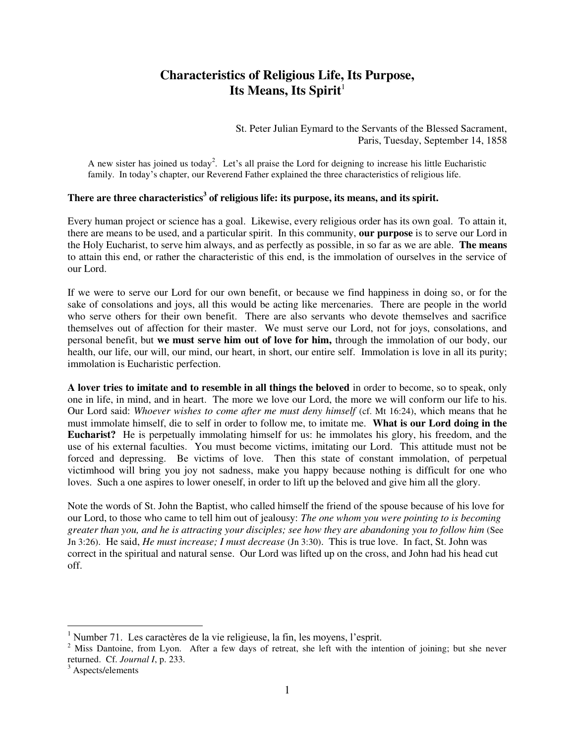# Characteristics of Religious Life, Its Purpose, Its Means, Its Spirit[1]

St. Peter Julian Eymard to the Servants of the Blessed Sacrament,
Paris, Tuesday, September 14, 1858

A new sister has joined us today[2]. Let's all praise the Lord for deigning to increase his little Eucharistic family. In today's chapter, our Reverend Father explained the three characteristics of religious life.

**There are three characteristics[3] of religious life: its purpose, its means, and its spirit.**

Every human project or science has a goal. Likewise, every religious order has its own goal. To attain it, there are means to be used, and a particular spirit. In this community, **our purpose** is to serve our Lord in the Holy Eucharist, to serve him always, and as perfectly as possible, in so far as we are able. **The means** to attain this end, or rather the characteristic of this end, is the immolation of ourselves in the service of our Lord.

If we were to serve our Lord for our own benefit, or because we find happiness in doing so, or for the sake of consolations and joys, all this would be acting like mercenaries. There are people in the world who serve others for their own benefit. There are also servants who devote themselves and sacrifice themselves out of affection for their master. We must serve our Lord, not for joys, consolations, and personal benefit, but **we must serve him out of love for him,** through the immolation of our body, our health, our life, our will, our mind, our heart, in short, our entire self. Immolation is love in all its purity; immolation is Eucharistic perfection.

**A lover tries to imitate and to resemble in all things the beloved** in order to become, so to speak, only one in life, in mind, and in heart. The more we love our Lord, the more we will conform our life to his. Our Lord said: *Whoever wishes to come after me must deny himself* (cf. Mt 16:24), which means that he must immolate himself, die to self in order to follow me, to imitate me. **What is our Lord doing in the Eucharist?** He is perpetually immolating himself for us: he immolates his glory, his freedom, and the use of his external faculties. You must become victims, imitating our Lord. This attitude must not be forced and depressing. Be victims of love. Then this state of constant immolation, of perpetual victimhood will bring you joy not sadness, make you happy because nothing is difficult for one who loves. Such a one aspires to lower oneself, in order to lift up the beloved and give him all the glory.

Note the words of St. John the Baptist, who called himself the friend of the spouse because of his love for our Lord, to those who came to tell him out of jealousy: *The one whom you were pointing to is becoming greater than you, and he is attracting your disciples; see how they are abandoning you to follow him* (See Jn 3:26). He said, *He must increase; I must decrease* (Jn 3:30). This is true love. In fact, St. John was correct in the spiritual and natural sense. Our Lord was lifted up on the cross, and John had his head cut off.

---

[1] Number 71. Les caractères de la vie religieuse, la fin, les moyens, l'esprit.

[2] Miss Dantoine, from Lyon. After a few days of retreat, she left with the intention of joining; but she never returned. Cf. *Journal I*, p. 233.

[3] Aspects/elements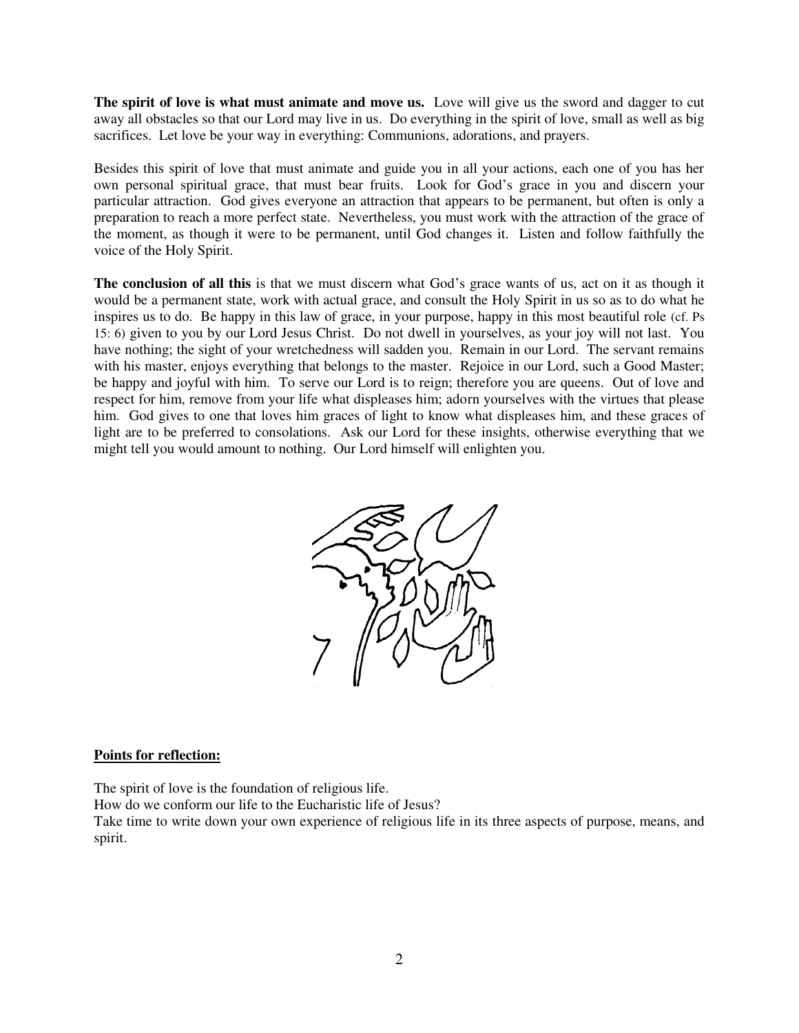**The spirit of love is what must animate and move us.** Love will give us the sword and dagger to cut away all obstacles so that our Lord may live in us. Do everything in the spirit of love, small as well as big sacrifices. Let love be your way in everything: Communions, adorations, and prayers.

Besides this spirit of love that must animate and guide you in all your actions, each one of you has her own personal spiritual grace, that must bear fruits. Look for God's grace in you and discern your particular attraction. God gives everyone an attraction that appears to be permanent, but often is only a preparation to reach a more perfect state. Nevertheless, you must work with the attraction of the grace of the moment, as though it were to be permanent, until God changes it. Listen and follow faithfully the voice of the Holy Spirit.

**The conclusion of all this** is that we must discern what God's grace wants of us, act on it as though it would be a permanent state, work with actual grace, and consult the Holy Spirit in us so as to do what he inspires us to do. Be happy in this law of grace, in your purpose, happy in this most beautiful role (cf. Ps 15: 6) given to you by our Lord Jesus Christ. Do not dwell in yourselves, as your joy will not last. You have nothing; the sight of your wretchedness will sadden you. Remain in our Lord. The servant remains with his master, enjoys everything that belongs to the master. Rejoice in our Lord, such a Good Master; be happy and joyful with him. To serve our Lord is to reign; therefore you are queens. Out of love and respect for him, remove from your life what displeases him; adorn yourselves with the virtues that please him. God gives to one that loves him graces of light to know what displeases him, and these graces of light are to be preferred to consolations. Ask our Lord for these insights, otherwise everything that we might tell you would amount to nothing. Our Lord himself will enlighten you.

**Points for reflection:**

The spirit of love is the foundation of religious life.
How do we conform our life to the Eucharistic life of Jesus?
Take time to write down your own experience of religious life in its three aspects of purpose, means, and spirit.